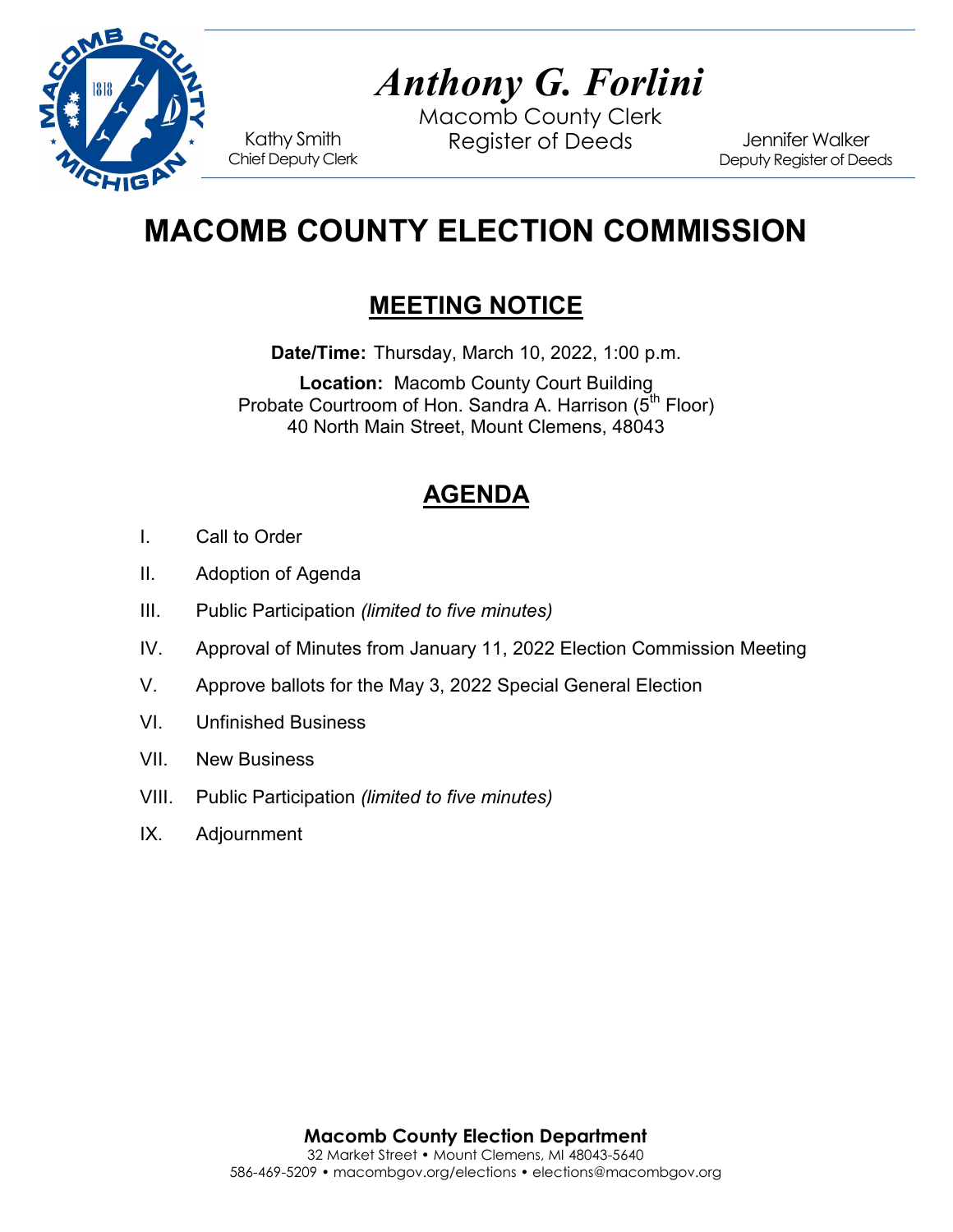# *Anthony G. Forlini*

Macomb County Clerk
Register of Deeds

Kathy Smith
Chief Deputy Clerk

Jennifer Walker
Deputy Register of Deeds

# MACOMB COUNTY ELECTION COMMISSION

## MEETING NOTICE

**Date/Time:** Thursday, March 10, 2022, 1:00 p.m.

**Location:** Macomb County Court Building
Probate Courtroom of Hon. Sandra A. Harrison (5th Floor)
40 North Main Street, Mount Clemens, 48043

## AGENDA

I. Call to Order

II. Adoption of Agenda

III. Public Participation *(limited to five minutes)*

IV. Approval of Minutes from January 11, 2022 Election Commission Meeting

V. Approve ballots for the May 3, 2022 Special General Election

VI. Unfinished Business

VII. New Business

VIII. Public Participation *(limited to five minutes)*

IX. Adjournment

**Macomb County Election Department**
32 Market Street • Mount Clemens, MI 48043-5640
586-469-5209 • macombgov.org/elections • elections@macombgov.org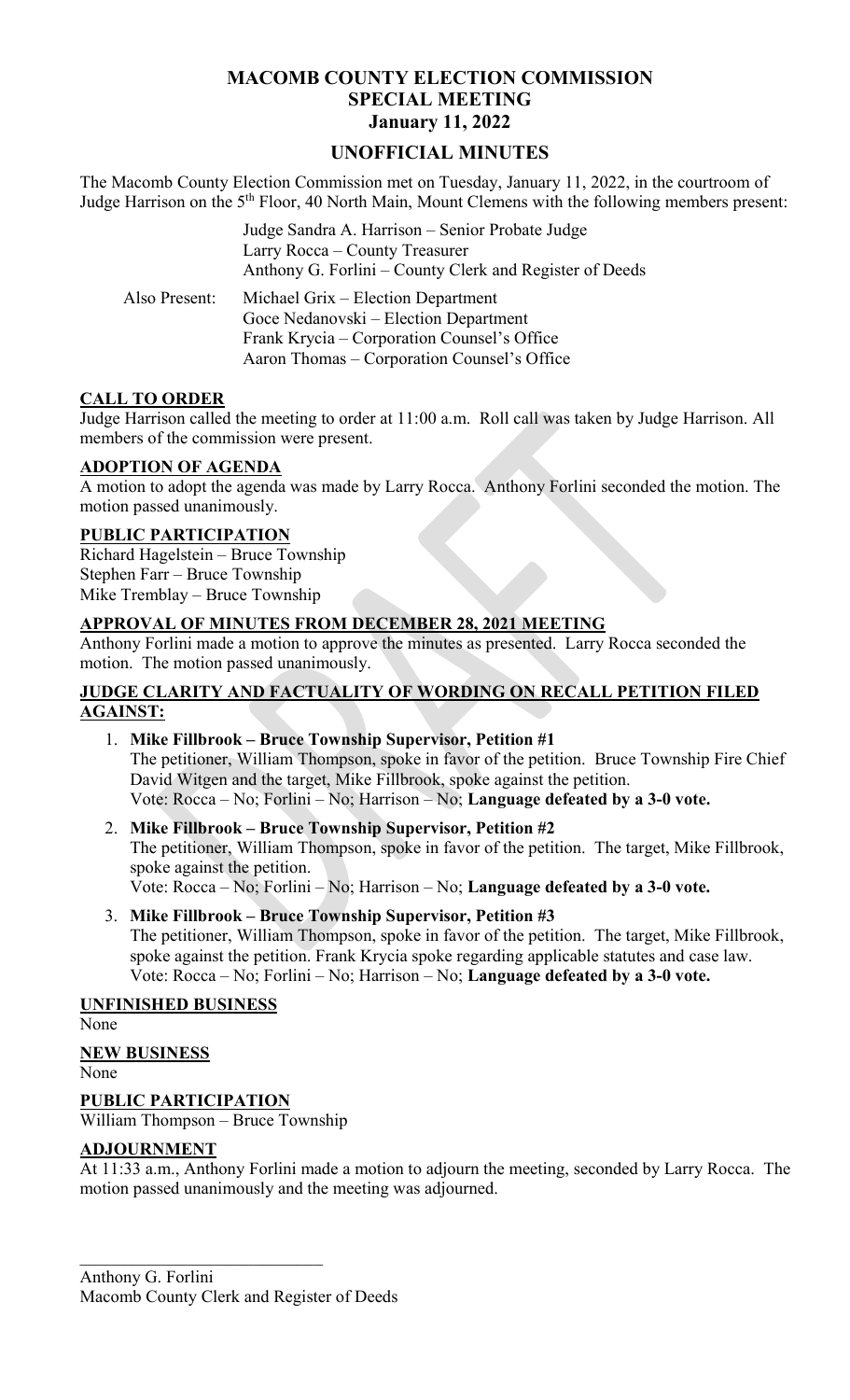# MACOMB COUNTY ELECTION COMMISSION
## SPECIAL MEETING
## January 11, 2022

## UNOFFICIAL MINUTES

The Macomb County Election Commission met on Tuesday, January 11, 2022, in the courtroom of Judge Harrison on the 5th Floor, 40 North Main, Mount Clemens with the following members present:

Judge Sandra A. Harrison – Senior Probate Judge
Larry Rocca – County Treasurer
Anthony G. Forlini – County Clerk and Register of Deeds

Also Present:
Michael Grix – Election Department
Goce Nedanovski – Election Department
Frank Krycia – Corporation Counsel's Office
Aaron Thomas – Corporation Counsel's Office

### CALL TO ORDER

Judge Harrison called the meeting to order at 11:00 a.m. Roll call was taken by Judge Harrison. All members of the commission were present.

### ADOPTION OF AGENDA

A motion to adopt the agenda was made by Larry Rocca. Anthony Forlini seconded the motion. The motion passed unanimously.

### PUBLIC PARTICIPATION

Richard Hagelstein – Bruce Township
Stephen Farr – Bruce Township
Mike Tremblay – Bruce Township

### APPROVAL OF MINUTES FROM DECEMBER 28, 2021 MEETING

Anthony Forlini made a motion to approve the minutes as presented. Larry Rocca seconded the motion. The motion passed unanimously.

### JUDGE CLARITY AND FACTUALITY OF WORDING ON RECALL PETITION FILED AGAINST:

1. **Mike Fillbrook – Bruce Township Supervisor, Petition #1**
   The petitioner, William Thompson, spoke in favor of the petition. Bruce Township Fire Chief David Witgen and the target, Mike Fillbrook, spoke against the petition.
   Vote: Rocca – No; Forlini – No; Harrison – No; **Language defeated by a 3-0 vote.**

2. **Mike Fillbrook – Bruce Township Supervisor, Petition #2**
   The petitioner, William Thompson, spoke in favor of the petition. The target, Mike Fillbrook, spoke against the petition.
   Vote: Rocca – No; Forlini – No; Harrison – No; **Language defeated by a 3-0 vote.**

3. **Mike Fillbrook – Bruce Township Supervisor, Petition #3**
   The petitioner, William Thompson, spoke in favor of the petition. The target, Mike Fillbrook, spoke against the petition. Frank Krycia spoke regarding applicable statutes and case law.
   Vote: Rocca – No; Forlini – No; Harrison – No; **Language defeated by a 3-0 vote.**

### UNFINISHED BUSINESS

None

### NEW BUSINESS

None

### PUBLIC PARTICIPATION

William Thompson – Bruce Township

### ADJOURNMENT

At 11:33 a.m., Anthony Forlini made a motion to adjourn the meeting, seconded by Larry Rocca. The motion passed unanimously and the meeting was adjourned.

\_\_\_\_\_\_\_\_\_\_\_\_\_\_\_\_\_\_\_\_\_\_\_\_\_\_\_\_\_\_
Anthony G. Forlini
Macomb County Clerk and Register of Deeds